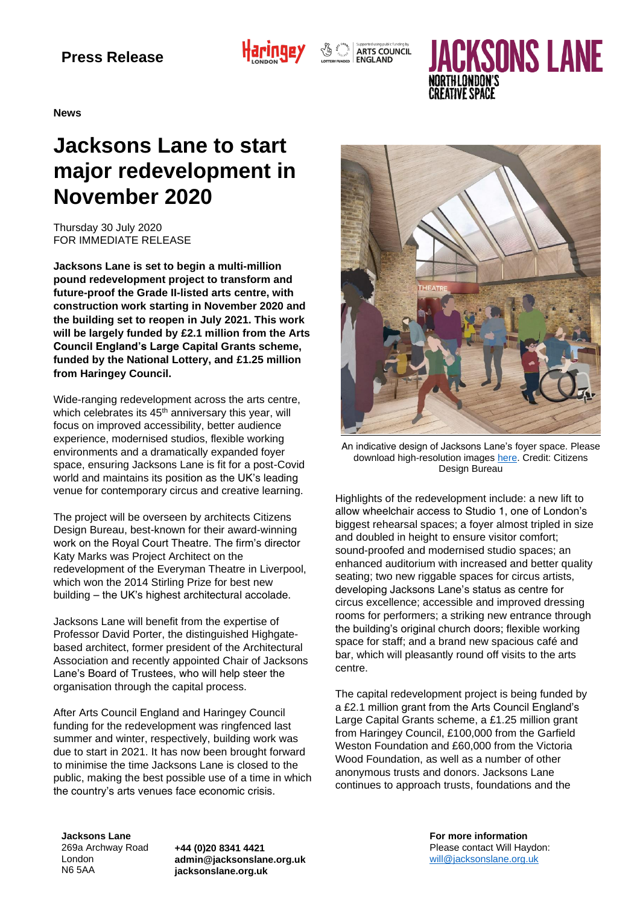**Press Release**

**News**

# Jacksons Lane to start major redevelopment in November 2020

Thursday 30 July 2020
FOR IMMEDIATE RELEASE

**Jacksons Lane is set to begin a multi-million pound redevelopment project to transform and future-proof the Grade II-listed arts centre, with construction work starting in November 2020 and the building set to reopen in July 2021. This work will be largely funded by £2.1 million from the Arts Council England's Large Capital Grants scheme, funded by the National Lottery, and £1.25 million from Haringey Council.**

Wide-ranging redevelopment across the arts centre, which celebrates its 45th anniversary this year, will focus on improved accessibility, better audience experience, modernised studios, flexible working environments and a dramatically expanded foyer space, ensuring Jacksons Lane is fit for a post-Covid world and maintains its position as the UK's leading venue for contemporary circus and creative learning.

The project will be overseen by architects Citizens Design Bureau, best-known for their award-winning work on the Royal Court Theatre. The firm's director Katy Marks was Project Architect on the redevelopment of the Everyman Theatre in Liverpool, which won the 2014 Stirling Prize for best new building – the UK's highest architectural accolade.

Jacksons Lane will benefit from the expertise of Professor David Porter, the distinguished Highgate-based architect, former president of the Architectural Association and recently appointed Chair of Jacksons Lane's Board of Trustees, who will help steer the organisation through the capital process.

After Arts Council England and Haringey Council funding for the redevelopment was ringfenced last summer and winter, respectively, building work was due to start in 2021. It has now been brought forward to minimise the time Jacksons Lane is closed to the public, making the best possible use of a time in which the country's arts venues face economic crisis.

An indicative design of Jacksons Lane's foyer space. Please download high-resolution images here. Credit: Citizens Design Bureau

Highlights of the redevelopment include: a new lift to allow wheelchair access to Studio 1, one of London's biggest rehearsal spaces; a foyer almost tripled in size and doubled in height to ensure visitor comfort; sound-proofed and modernised studio spaces; an enhanced auditorium with increased and better quality seating; two new riggable spaces for circus artists, developing Jacksons Lane's status as centre for circus excellence; accessible and improved dressing rooms for performers; a striking new entrance through the building's original church doors; flexible working space for staff; and a brand new spacious café and bar, which will pleasantly round off visits to the arts centre.

The capital redevelopment project is being funded by a £2.1 million grant from the Arts Council England's Large Capital Grants scheme, a £1.25 million grant from Haringey Council, £100,000 from the Garfield Weston Foundation and £60,000 from the Victoria Wood Foundation, as well as a number of other anonymous trusts and donors. Jacksons Lane continues to approach trusts, foundations and the

**Jacksons Lane**
269a Archway Road
London
N6 5AA

**+44 (0)20 8341 4421**
**admin@jacksonslane.org.uk**
**jacksonslane.org.uk**

**For more information**
Please contact Will Haydon:
will@jacksonslane.org.uk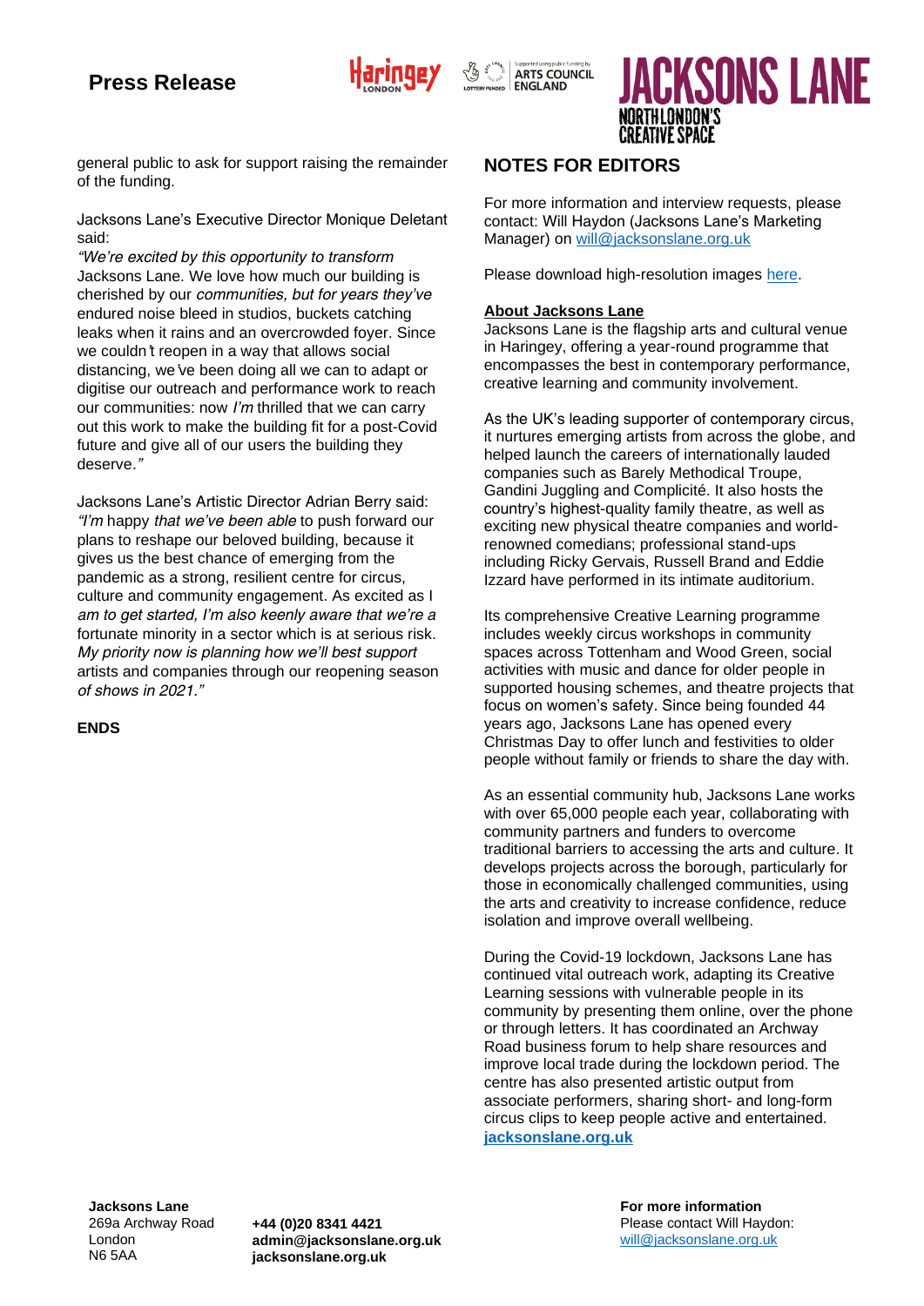general public to ask for support raising the remainder of the funding.

Jacksons Lane's Executive Director Monique Deletant said:
*"We're excited by this opportunity to transform* Jacksons Lane. We love how much our building is cherished by our *communities, but for years they've* endured noise bleed in studios, buckets catching leaks when it rains and an overcrowded foyer. Since we couldn't reopen in a way that allows social distancing, we've been doing all we can to adapt or digitise our outreach and performance work to reach our communities: now *I'm* thrilled that we can carry out this work to make the building fit for a post-Covid future and give all of our users the building they deserve.*"*

Jacksons Lane's Artistic Director Adrian Berry said: *"I'm* happy *that we've been able* to push forward our plans to reshape our beloved building, because it gives us the best chance of emerging from the pandemic as a strong, resilient centre for circus, culture and community engagement. As excited as I *am to get started, I'm also keenly aware that we're a* fortunate minority in a sector which is at serious risk. *My priority now is planning how we'll best support* artists and companies through our reopening season *of shows in 2021."*

**ENDS**

## NOTES FOR EDITORS

For more information and interview requests, please contact: Will Haydon (Jacksons Lane's Marketing Manager) on will@jacksonslane.org.uk

Please download high-resolution images here.

**About Jacksons Lane**

Jacksons Lane is the flagship arts and cultural venue in Haringey, offering a year-round programme that encompasses the best in contemporary performance, creative learning and community involvement.

As the UK's leading supporter of contemporary circus, it nurtures emerging artists from across the globe, and helped launch the careers of internationally lauded companies such as Barely Methodical Troupe, Gandini Juggling and Complicité. It also hosts the country's highest-quality family theatre, as well as exciting new physical theatre companies and world-renowned comedians; professional stand-ups including Ricky Gervais, Russell Brand and Eddie Izzard have performed in its intimate auditorium.

Its comprehensive Creative Learning programme includes weekly circus workshops in community spaces across Tottenham and Wood Green, social activities with music and dance for older people in supported housing schemes, and theatre projects that focus on women's safety. Since being founded 44 years ago, Jacksons Lane has opened every Christmas Day to offer lunch and festivities to older people without family or friends to share the day with.

As an essential community hub, Jacksons Lane works with over 65,000 people each year, collaborating with community partners and funders to overcome traditional barriers to accessing the arts and culture. It develops projects across the borough, particularly for those in economically challenged communities, using the arts and creativity to increase confidence, reduce isolation and improve overall wellbeing.

During the Covid-19 lockdown, Jacksons Lane has continued vital outreach work, adapting its Creative Learning sessions with vulnerable people in its community by presenting them online, over the phone or through letters. It has coordinated an Archway Road business forum to help share resources and improve local trade during the lockdown period. The centre has also presented artistic output from associate performers, sharing short- and long-form circus clips to keep people active and entertained.
**jacksonslane.org.uk**

**Jacksons Lane**
269a Archway Road
London
N6 5AA

**+44 (0)20 8341 4421**
**admin@jacksonslane.org.uk**
**jacksonslane.org.uk**

**For more information**
Please contact Will Haydon:
will@jacksonslane.org.uk